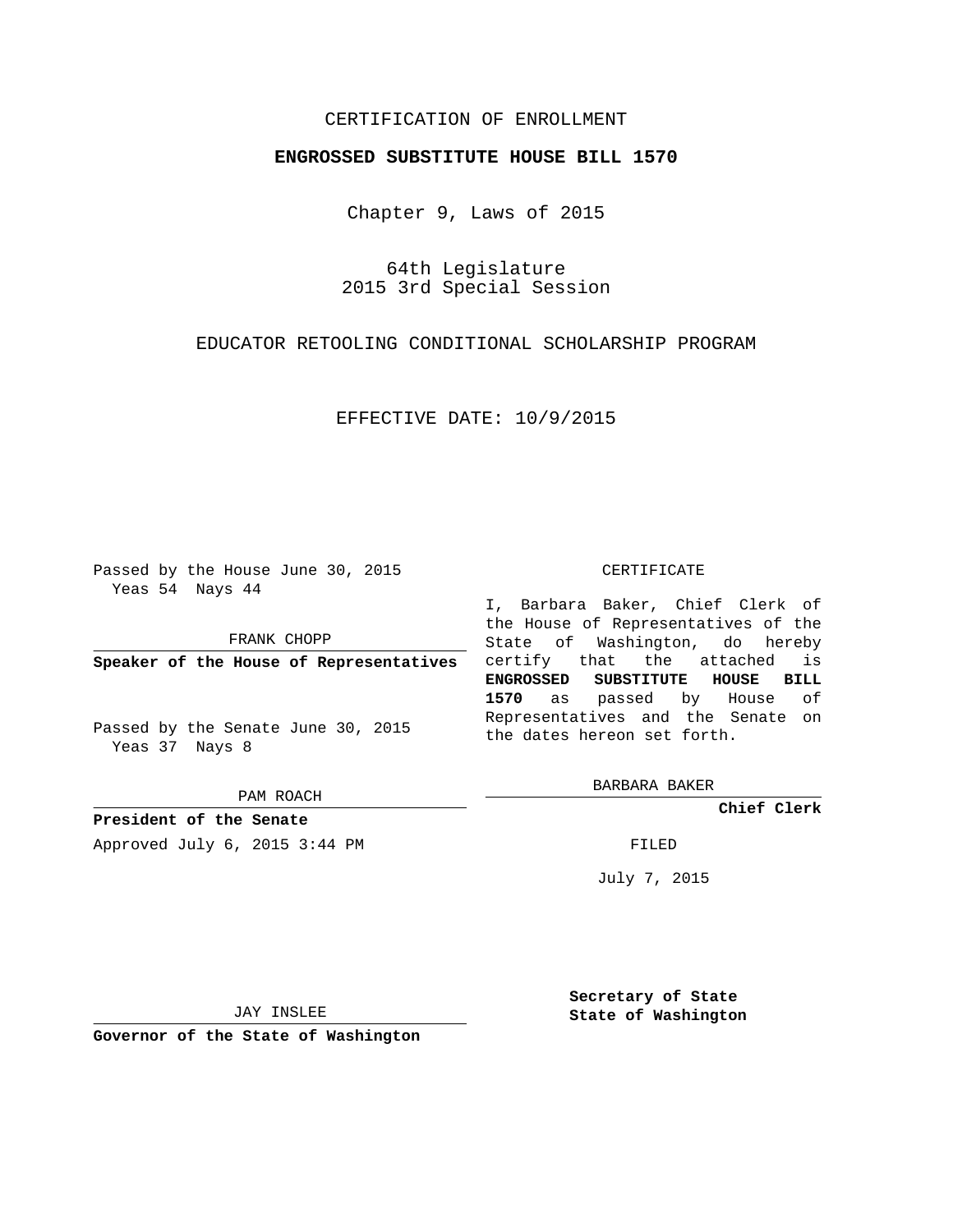CERTIFICATION OF ENROLLMENT

**ENGROSSED SUBSTITUTE HOUSE BILL 1570**

Chapter 9, Laws of 2015

64th Legislature
2015 3rd Special Session

EDUCATOR RETOOLING CONDITIONAL SCHOLARSHIP PROGRAM

EFFECTIVE DATE: 10/9/2015

Passed by the House June 30, 2015
Yeas 54 Nays 44

FRANK CHOPP

**Speaker of the House of Representatives**

Passed by the Senate June 30, 2015
Yeas 37 Nays 8

PAM ROACH

**President of the Senate**

Approved July 6, 2015 3:44 PM

JAY INSLEE

**Governor of the State of Washington**

CERTIFICATE

I, Barbara Baker, Chief Clerk of the House of Representatives of the State of Washington, do hereby certify that the attached is **ENGROSSED SUBSTITUTE HOUSE BILL 1570** as passed by House of Representatives and the Senate on the dates hereon set forth.

BARBARA BAKER

**Chief Clerk**

FILED

July 7, 2015

**Secretary of State**
**State of Washington**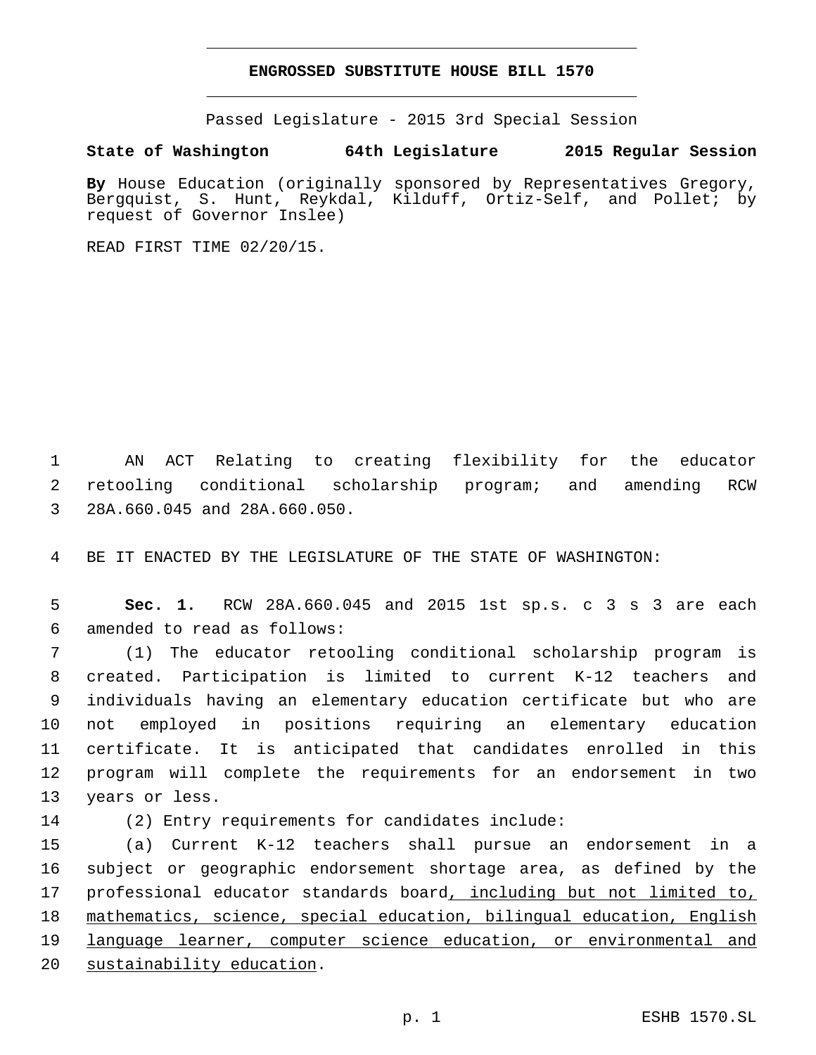# ENGROSSED SUBSTITUTE HOUSE BILL 1570

Passed Legislature - 2015 3rd Special Session

**State of Washington 64th Legislature 2015 Regular Session**

**By** House Education (originally sponsored by Representatives Gregory, Bergquist, S. Hunt, Reykdal, Kilduff, Ortiz-Self, and Pollet; by request of Governor Inslee)

READ FIRST TIME 02/20/15.

AN ACT Relating to creating flexibility for the educator retooling conditional scholarship program; and amending RCW 28A.660.045 and 28A.660.050.

BE IT ENACTED BY THE LEGISLATURE OF THE STATE OF WASHINGTON:

**Sec. 1.** RCW 28A.660.045 and 2015 1st sp.s. c 3 s 3 are each amended to read as follows:

(1) The educator retooling conditional scholarship program is created. Participation is limited to current K-12 teachers and individuals having an elementary education certificate but who are not employed in positions requiring an elementary education certificate. It is anticipated that candidates enrolled in this program will complete the requirements for an endorsement in two years or less.

(2) Entry requirements for candidates include:

(a) Current K-12 teachers shall pursue an endorsement in a subject or geographic endorsement shortage area, as defined by the professional educator standards board<u>, including but not limited to, mathematics, science, special education, bilingual education, English language learner, computer science education, or environmental and sustainability education</u>.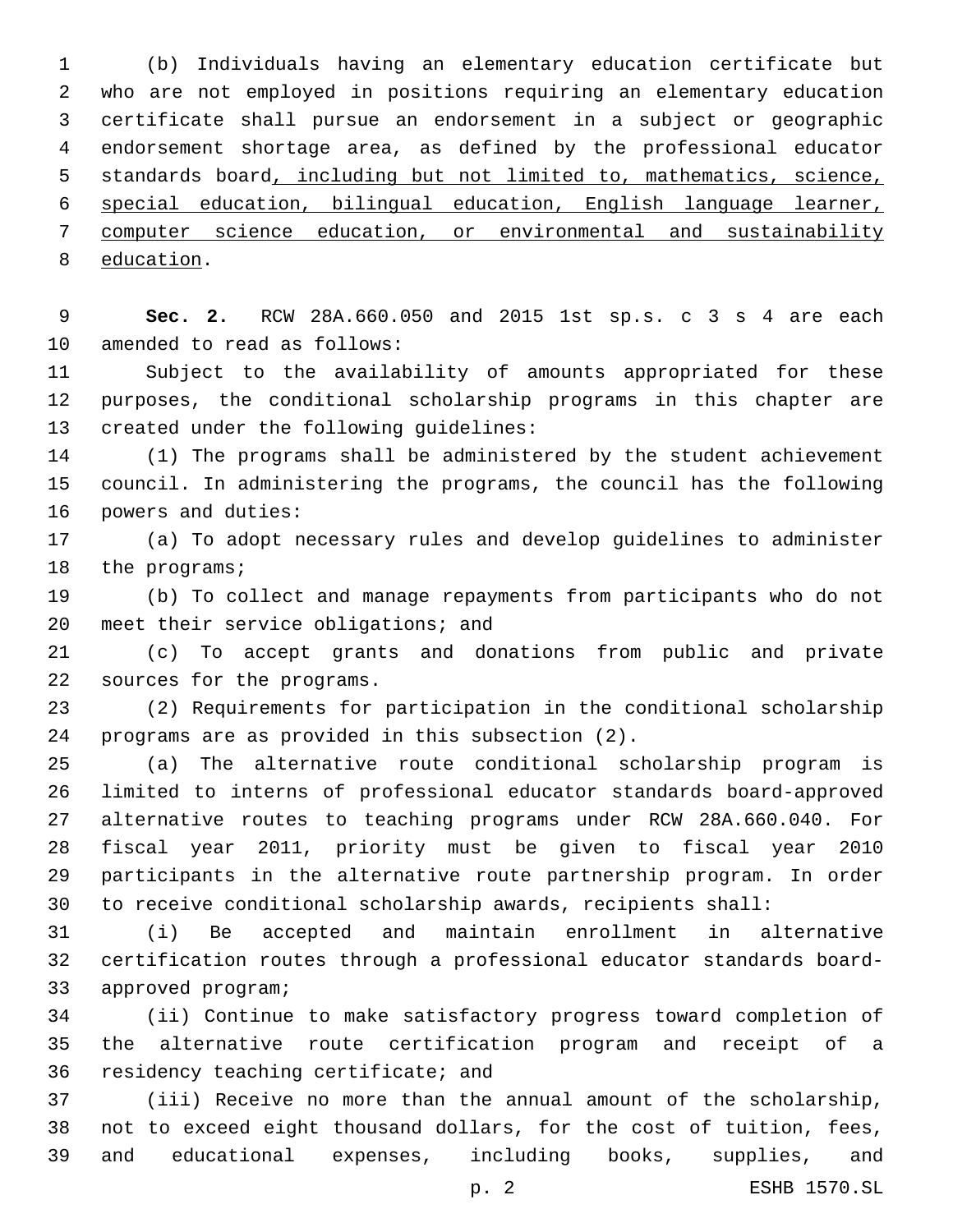(b) Individuals having an elementary education certificate but who are not employed in positions requiring an elementary education certificate shall pursue an endorsement in a subject or geographic endorsement shortage area, as defined by the professional educator standards board, including but not limited to, mathematics, science, special education, bilingual education, English language learner, computer science education, or environmental and sustainability education.

**Sec. 2.** RCW 28A.660.050 and 2015 1st sp.s. c 3 s 4 are each amended to read as follows:

Subject to the availability of amounts appropriated for these purposes, the conditional scholarship programs in this chapter are created under the following guidelines:

(1) The programs shall be administered by the student achievement council. In administering the programs, the council has the following powers and duties:

(a) To adopt necessary rules and develop guidelines to administer the programs;

(b) To collect and manage repayments from participants who do not meet their service obligations; and

(c) To accept grants and donations from public and private sources for the programs.

(2) Requirements for participation in the conditional scholarship programs are as provided in this subsection (2).

(a) The alternative route conditional scholarship program is limited to interns of professional educator standards board-approved alternative routes to teaching programs under RCW 28A.660.040. For fiscal year 2011, priority must be given to fiscal year 2010 participants in the alternative route partnership program. In order to receive conditional scholarship awards, recipients shall:

(i) Be accepted and maintain enrollment in alternative certification routes through a professional educator standards board-approved program;

(ii) Continue to make satisfactory progress toward completion of the alternative route certification program and receipt of a residency teaching certificate; and

(iii) Receive no more than the annual amount of the scholarship, not to exceed eight thousand dollars, for the cost of tuition, fees, and educational expenses, including books, supplies, and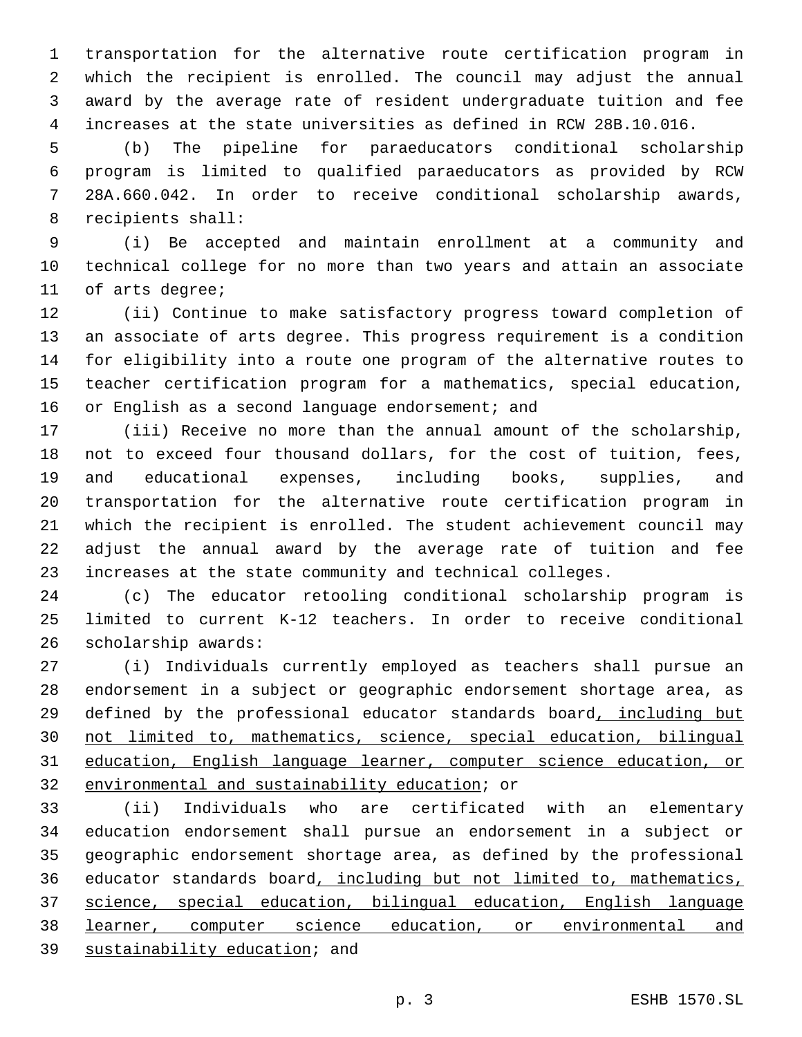transportation for the alternative route certification program in which the recipient is enrolled. The council may adjust the annual award by the average rate of resident undergraduate tuition and fee increases at the state universities as defined in RCW 28B.10.016.

(b) The pipeline for paraeducators conditional scholarship program is limited to qualified paraeducators as provided by RCW 28A.660.042. In order to receive conditional scholarship awards, recipients shall:

(i) Be accepted and maintain enrollment at a community and technical college for no more than two years and attain an associate of arts degree;

(ii) Continue to make satisfactory progress toward completion of an associate of arts degree. This progress requirement is a condition for eligibility into a route one program of the alternative routes to teacher certification program for a mathematics, special education, or English as a second language endorsement; and

(iii) Receive no more than the annual amount of the scholarship, not to exceed four thousand dollars, for the cost of tuition, fees, and educational expenses, including books, supplies, and transportation for the alternative route certification program in which the recipient is enrolled. The student achievement council may adjust the annual award by the average rate of tuition and fee increases at the state community and technical colleges.

(c) The educator retooling conditional scholarship program is limited to current K-12 teachers. In order to receive conditional scholarship awards:

(i) Individuals currently employed as teachers shall pursue an endorsement in a subject or geographic endorsement shortage area, as defined by the professional educator standards board, including but not limited to, mathematics, science, special education, bilingual education, English language learner, computer science education, or environmental and sustainability education; or

(ii) Individuals who are certificated with an elementary education endorsement shall pursue an endorsement in a subject or geographic endorsement shortage area, as defined by the professional educator standards board, including but not limited to, mathematics, science, special education, bilingual education, English language learner, computer science education, or environmental and sustainability education; and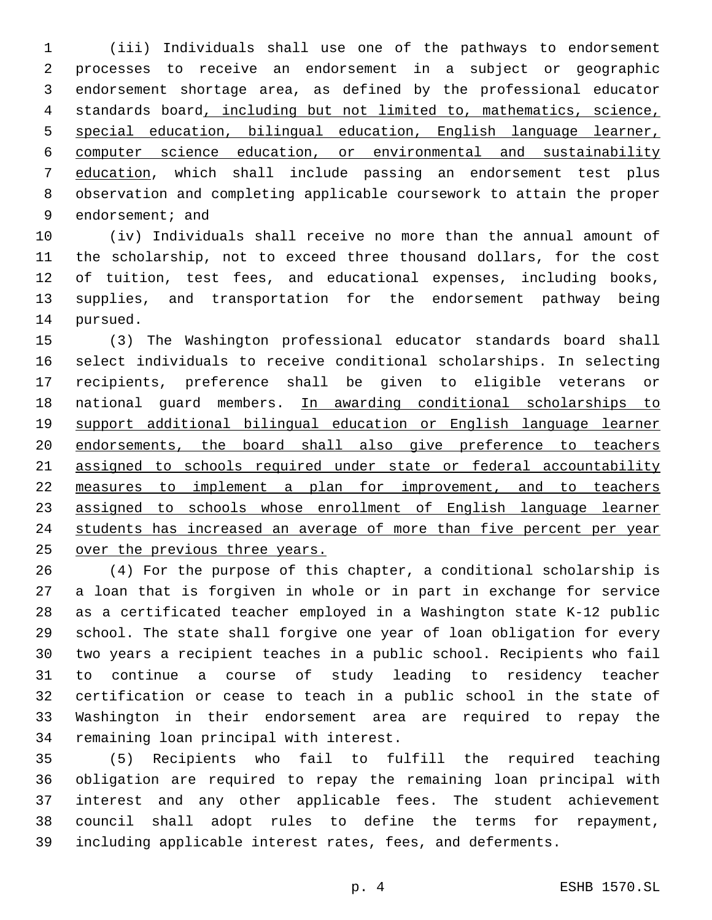(iii) Individuals shall use one of the pathways to endorsement processes to receive an endorsement in a subject or geographic endorsement shortage area, as defined by the professional educator standards board, including but not limited to, mathematics, science, special education, bilingual education, English language learner, computer science education, or environmental and sustainability education, which shall include passing an endorsement test plus observation and completing applicable coursework to attain the proper endorsement; and

(iv) Individuals shall receive no more than the annual amount of the scholarship, not to exceed three thousand dollars, for the cost of tuition, test fees, and educational expenses, including books, supplies, and transportation for the endorsement pathway being pursued.

(3) The Washington professional educator standards board shall select individuals to receive conditional scholarships. In selecting recipients, preference shall be given to eligible veterans or national guard members. In awarding conditional scholarships to support additional bilingual education or English language learner endorsements, the board shall also give preference to teachers assigned to schools required under state or federal accountability measures to implement a plan for improvement, and to teachers assigned to schools whose enrollment of English language learner students has increased an average of more than five percent per year over the previous three years.

(4) For the purpose of this chapter, a conditional scholarship is a loan that is forgiven in whole or in part in exchange for service as a certificated teacher employed in a Washington state K-12 public school. The state shall forgive one year of loan obligation for every two years a recipient teaches in a public school. Recipients who fail to continue a course of study leading to residency teacher certification or cease to teach in a public school in the state of Washington in their endorsement area are required to repay the remaining loan principal with interest.

(5) Recipients who fail to fulfill the required teaching obligation are required to repay the remaining loan principal with interest and any other applicable fees. The student achievement council shall adopt rules to define the terms for repayment, including applicable interest rates, fees, and deferments.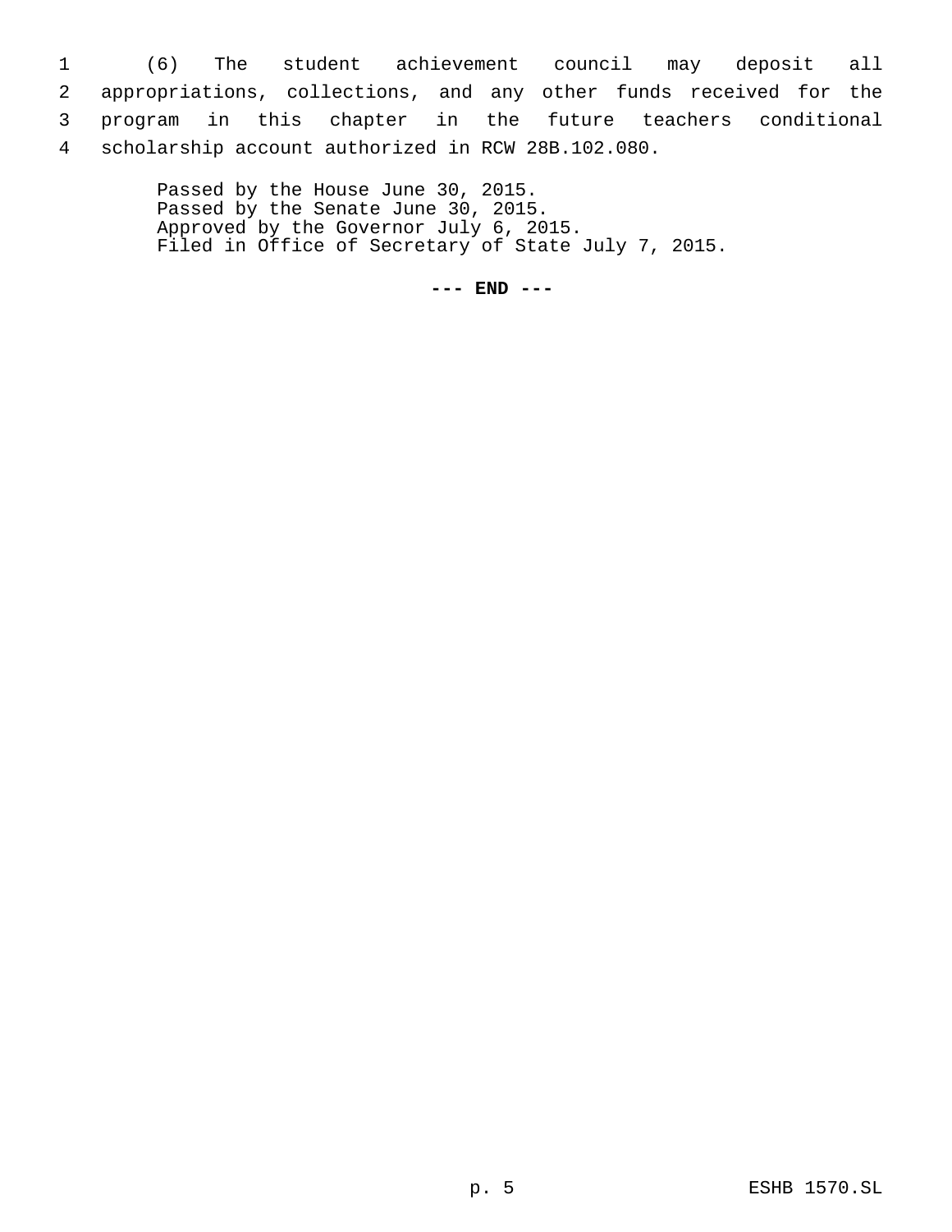(6) The student achievement council may deposit all appropriations, collections, and any other funds received for the program in this chapter in the future teachers conditional scholarship account authorized in RCW 28B.102.080.

Passed by the House June 30, 2015.
Passed by the Senate June 30, 2015.
Approved by the Governor July 6, 2015.
Filed in Office of Secretary of State July 7, 2015.

**--- END ---**